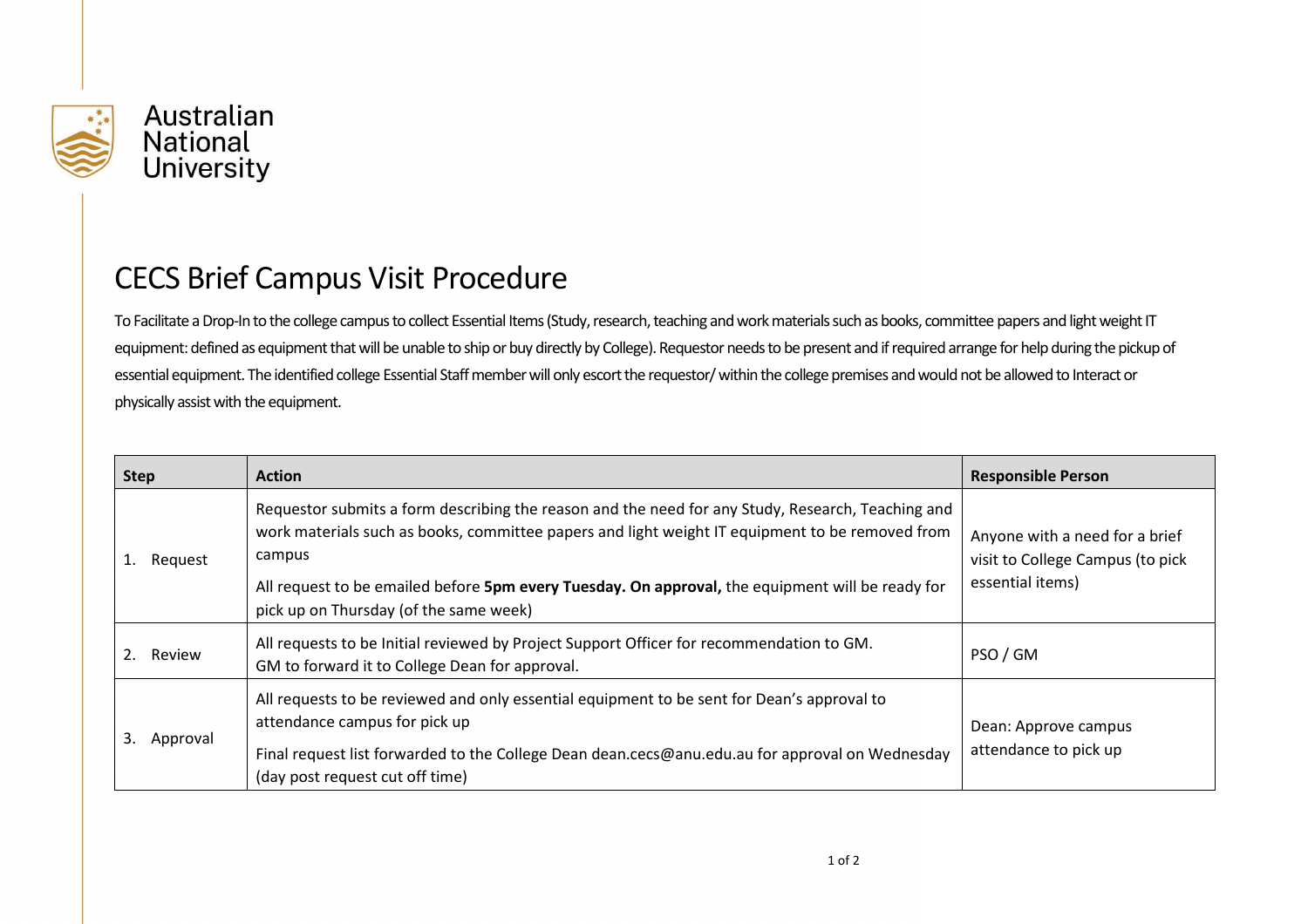Australian National University

# CECS Brief Campus Visit Procedure

To Facilitate a Drop-In to the college campus to collect Essential Items (Study, research, teaching and work materials such as books, committee papers and light weight IT equipment: defined as equipment that will be unable to ship or buy directly by College). Requestor needs to be present and if required arrange for help during the pickup of essential equipment. The identified college Essential Staff member will only escort the requestor/ within the college premises and would not be allowed to Interact or physically assist with the equipment.

| Step | Action | Responsible Person |
| --- | --- | --- |
| 1. Request | Requestor submits a form describing the reason and the need for any Study, Research, Teaching and work materials such as books, committee papers and light weight IT equipment to be removed from campus<br><br>All request to be emailed before **5pm every Tuesday. On approval,** the equipment will be ready for pick up on Thursday (of the same week) | Anyone with a need for a brief visit to College Campus (to pick essential items) |
| 2. Review | All requests to be Initial reviewed by Project Support Officer for recommendation to GM.<br>GM to forward it to College Dean for approval. | PSO / GM |
| 3. Approval | All requests to be reviewed and only essential equipment to be sent for Dean's approval to attendance campus for pick up<br><br>Final request list forwarded to the College Dean dean.cecs@anu.edu.au for approval on Wednesday (day post request cut off time) | Dean: Approve campus attendance to pick up |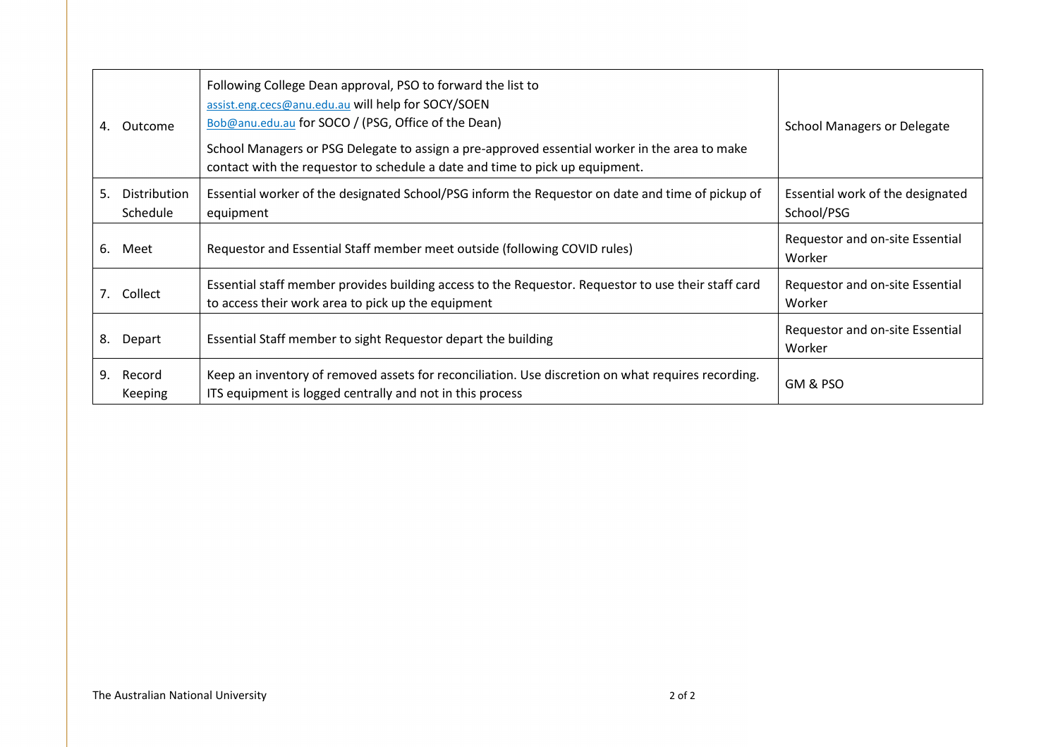| | | |
|---|---|---|
| 4. Outcome | Following College Dean approval, PSO to forward the list to<br>assist.eng.cecs@anu.edu.au will help for SOCY/SOEN<br>Bob@anu.edu.au for SOCO / (PSG, Office of the Dean)<br><br>School Managers or PSG Delegate to assign a pre-approved essential worker in the area to make contact with the requestor to schedule a date and time to pick up equipment. | School Managers or Delegate |
| 5. Distribution Schedule | Essential worker of the designated School/PSG inform the Requestor on date and time of pickup of equipment | Essential work of the designated School/PSG |
| 6. Meet | Requestor and Essential Staff member meet outside (following COVID rules) | Requestor and on-site Essential Worker |
| 7. Collect | Essential staff member provides building access to the Requestor. Requestor to use their staff card to access their work area to pick up the equipment | Requestor and on-site Essential Worker |
| 8. Depart | Essential Staff member to sight Requestor depart the building | Requestor and on-site Essential Worker |
| 9. Record Keeping | Keep an inventory of removed assets for reconciliation. Use discretion on what requires recording. ITS equipment is logged centrally and not in this process | GM & PSO |

The Australian National University